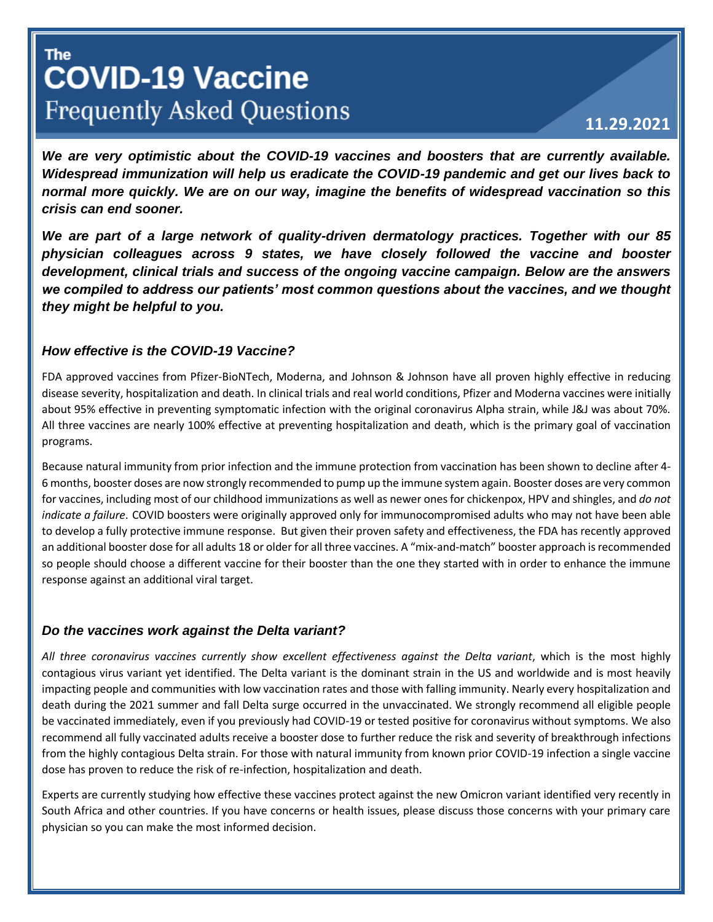# The COVID-19 Vaccine
## Frequently Asked Questions

**11.29.2021**

***We are very optimistic about the COVID-19 vaccines and boosters that are currently available. Widespread immunization will help us eradicate the COVID-19 pandemic and get our lives back to normal more quickly. We are on our way, imagine the benefits of widespread vaccination so this crisis can end sooner.***

***We are part of a large network of quality-driven dermatology practices. Together with our 85 physician colleagues across 9 states, we have closely followed the vaccine and booster development, clinical trials and success of the ongoing vaccine campaign. Below are the answers we compiled to address our patients' most common questions about the vaccines, and we thought they might be helpful to you.***

### *How effective is the COVID-19 Vaccine?*

FDA approved vaccines from Pfizer-BioNTech, Moderna, and Johnson & Johnson have all proven highly effective in reducing disease severity, hospitalization and death. In clinical trials and real world conditions, Pfizer and Moderna vaccines were initially about 95% effective in preventing symptomatic infection with the original coronavirus Alpha strain, while J&J was about 70%. All three vaccines are nearly 100% effective at preventing hospitalization and death, which is the primary goal of vaccination programs.

Because natural immunity from prior infection and the immune protection from vaccination has been shown to decline after 4-6 months, booster doses are now strongly recommended to pump up the immune system again. Booster doses are very common for vaccines, including most of our childhood immunizations as well as newer ones for chickenpox, HPV and shingles, and *do not indicate a failure*. COVID boosters were originally approved only for immunocompromised adults who may not have been able to develop a fully protective immune response. But given their proven safety and effectiveness, the FDA has recently approved an additional booster dose for all adults 18 or older for all three vaccines. A "mix-and-match" booster approach is recommended so people should choose a different vaccine for their booster than the one they started with in order to enhance the immune response against an additional viral target.

### *Do the vaccines work against the Delta variant?*

*All three coronavirus vaccines currently show excellent effectiveness against the Delta variant*, which is the most highly contagious virus variant yet identified. The Delta variant is the dominant strain in the US and worldwide and is most heavily impacting people and communities with low vaccination rates and those with falling immunity. Nearly every hospitalization and death during the 2021 summer and fall Delta surge occurred in the unvaccinated. We strongly recommend all eligible people be vaccinated immediately, even if you previously had COVID-19 or tested positive for coronavirus without symptoms. We also recommend all fully vaccinated adults receive a booster dose to further reduce the risk and severity of breakthrough infections from the highly contagious Delta strain. For those with natural immunity from known prior COVID-19 infection a single vaccine dose has proven to reduce the risk of re-infection, hospitalization and death.

Experts are currently studying how effective these vaccines protect against the new Omicron variant identified very recently in South Africa and other countries. If you have concerns or health issues, please discuss those concerns with your primary care physician so you can make the most informed decision.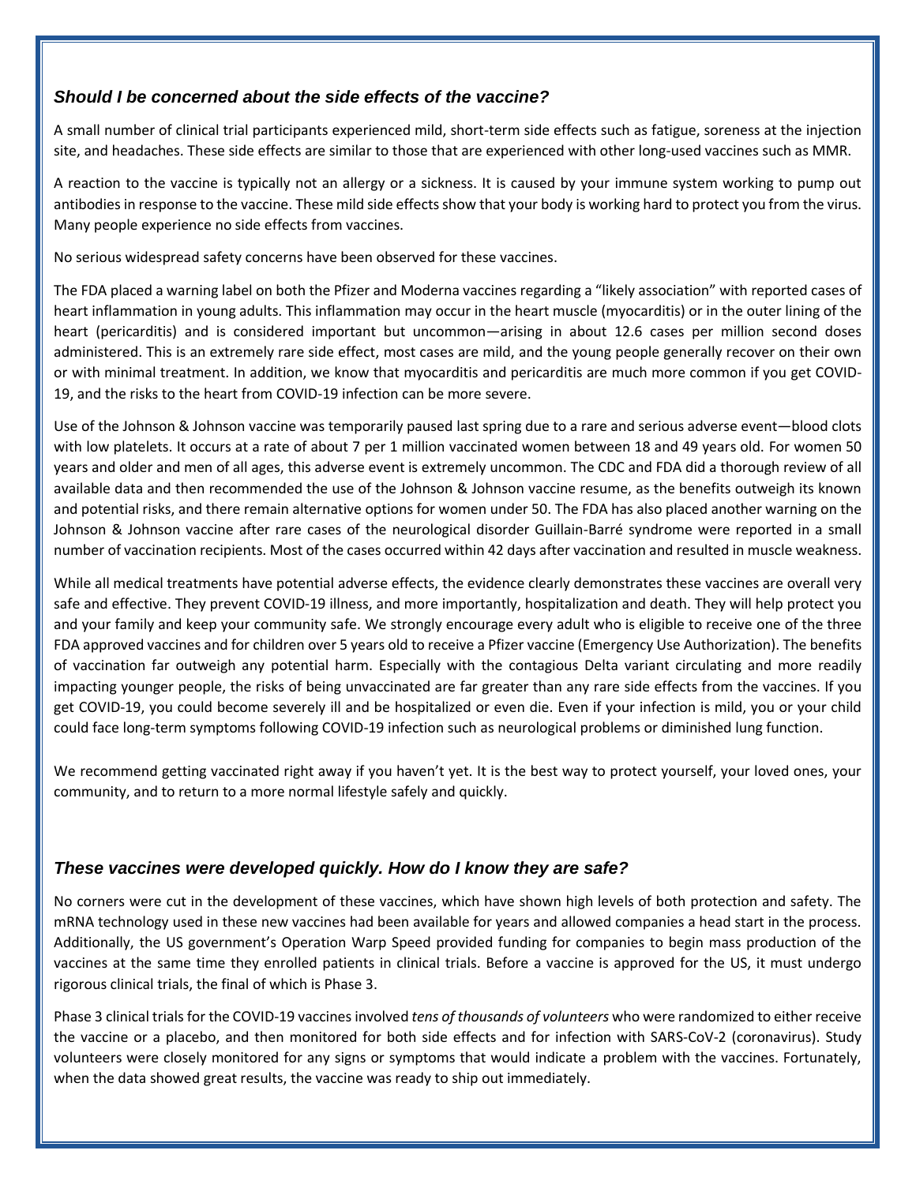### *Should I be concerned about the side effects of the vaccine?*

A small number of clinical trial participants experienced mild, short-term side effects such as fatigue, soreness at the injection site, and headaches. These side effects are similar to those that are experienced with other long-used vaccines such as MMR.

A reaction to the vaccine is typically not an allergy or a sickness. It is caused by your immune system working to pump out antibodies in response to the vaccine. These mild side effects show that your body is working hard to protect you from the virus. Many people experience no side effects from vaccines.

No serious widespread safety concerns have been observed for these vaccines.

The FDA placed a warning label on both the Pfizer and Moderna vaccines regarding a "likely association" with reported cases of heart inflammation in young adults. This inflammation may occur in the heart muscle (myocarditis) or in the outer lining of the heart (pericarditis) and is considered important but uncommon—arising in about 12.6 cases per million second doses administered. This is an extremely rare side effect, most cases are mild, and the young people generally recover on their own or with minimal treatment. In addition, we know that myocarditis and pericarditis are much more common if you get COVID-19, and the risks to the heart from COVID-19 infection can be more severe.

Use of the Johnson & Johnson vaccine was temporarily paused last spring due to a rare and serious adverse event—blood clots with low platelets. It occurs at a rate of about 7 per 1 million vaccinated women between 18 and 49 years old. For women 50 years and older and men of all ages, this adverse event is extremely uncommon. The CDC and FDA did a thorough review of all available data and then recommended the use of the Johnson & Johnson vaccine resume, as the benefits outweigh its known and potential risks, and there remain alternative options for women under 50. The FDA has also placed another warning on the Johnson & Johnson vaccine after rare cases of the neurological disorder Guillain-Barré syndrome were reported in a small number of vaccination recipients. Most of the cases occurred within 42 days after vaccination and resulted in muscle weakness.

While all medical treatments have potential adverse effects, the evidence clearly demonstrates these vaccines are overall very safe and effective. They prevent COVID-19 illness, and more importantly, hospitalization and death. They will help protect you and your family and keep your community safe. We strongly encourage every adult who is eligible to receive one of the three FDA approved vaccines and for children over 5 years old to receive a Pfizer vaccine (Emergency Use Authorization). The benefits of vaccination far outweigh any potential harm. Especially with the contagious Delta variant circulating and more readily impacting younger people, the risks of being unvaccinated are far greater than any rare side effects from the vaccines. If you get COVID-19, you could become severely ill and be hospitalized or even die. Even if your infection is mild, you or your child could face long-term symptoms following COVID-19 infection such as neurological problems or diminished lung function.

We recommend getting vaccinated right away if you haven't yet. It is the best way to protect yourself, your loved ones, your community, and to return to a more normal lifestyle safely and quickly.

### *These vaccines were developed quickly. How do I know they are safe?*

No corners were cut in the development of these vaccines, which have shown high levels of both protection and safety. The mRNA technology used in these new vaccines had been available for years and allowed companies a head start in the process. Additionally, the US government's Operation Warp Speed provided funding for companies to begin mass production of the vaccines at the same time they enrolled patients in clinical trials. Before a vaccine is approved for the US, it must undergo rigorous clinical trials, the final of which is Phase 3.

Phase 3 clinical trials for the COVID-19 vaccines involved *tens of thousands of volunteers* who were randomized to either receive the vaccine or a placebo, and then monitored for both side effects and for infection with SARS-CoV-2 (coronavirus). Study volunteers were closely monitored for any signs or symptoms that would indicate a problem with the vaccines. Fortunately, when the data showed great results, the vaccine was ready to ship out immediately.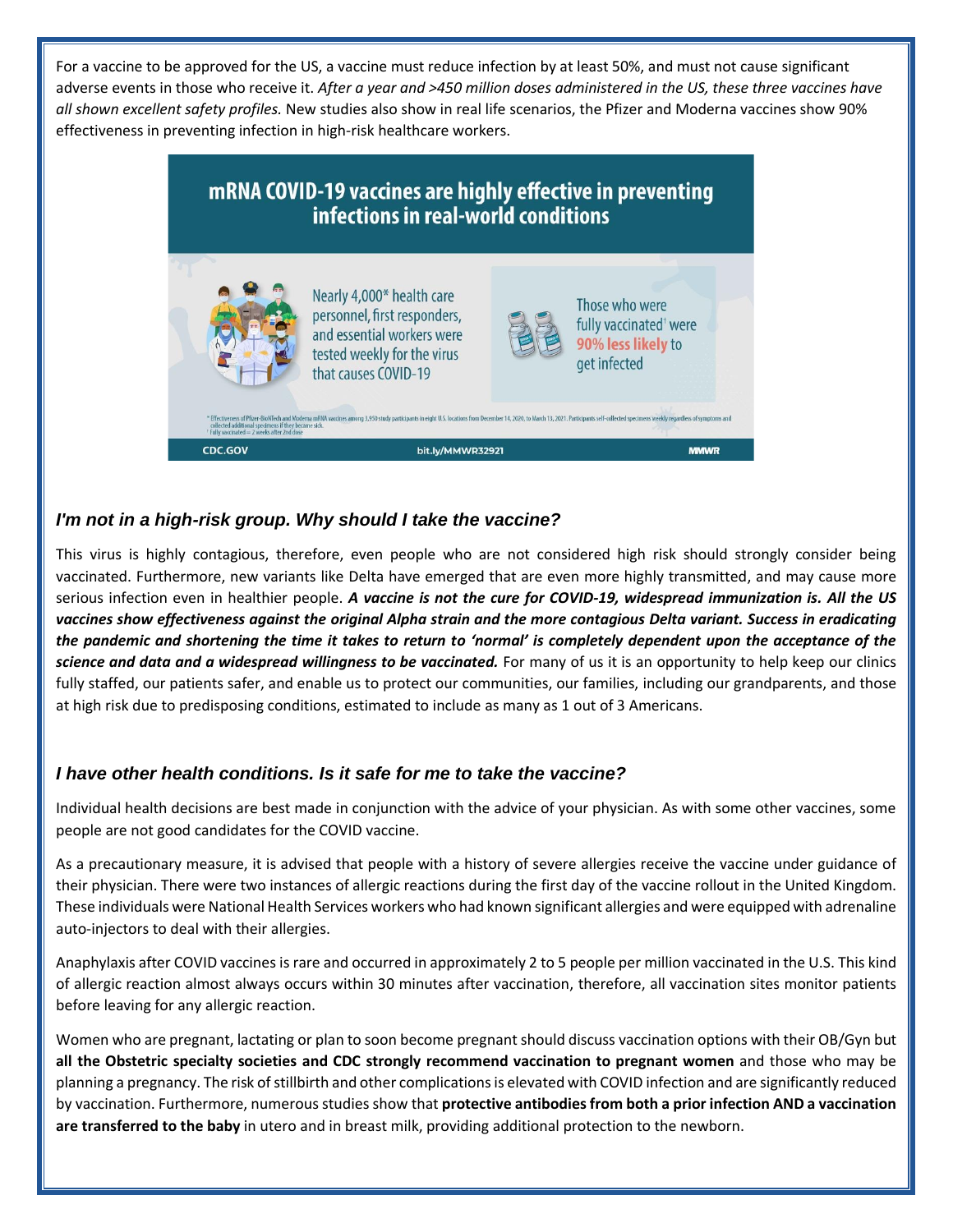For a vaccine to be approved for the US, a vaccine must reduce infection by at least 50%, and must not cause significant adverse events in those who receive it. *After a year and >450 million doses administered in the US, these three vaccines have all shown excellent safety profiles.* New studies also show in real life scenarios, the Pfizer and Moderna vaccines show 90% effectiveness in preventing infection in high-risk healthcare workers.

**mRNA COVID-19 vaccines are highly effective in preventing infections in real-world conditions**

Nearly 4,000* health care personnel, first responders, and essential workers were tested weekly for the virus that causes COVID-19

Those who were fully vaccinated[†] were **90% less likely** to get infected

* Effectiveness of Pfizer-BioNTech and Moderna mRNA vaccines among 3,950 study participants in eight U.S. locations from December 14, 2020, to March 13, 2021. Participants self-collected specimens weekly regardless of symptoms and collected additional specimens if they became sick.
[†] Fully vaccinated = 2 weeks after 2nd dose

CDC.GOV bit.ly/MMWR32921 MMWR

### *I'm not in a high-risk group. Why should I take the vaccine?*

This virus is highly contagious, therefore, even people who are not considered high risk should strongly consider being vaccinated. Furthermore, new variants like Delta have emerged that are even more highly transmitted, and may cause more serious infection even in healthier people. ***A vaccine is not the cure for COVID-19, widespread immunization is. All the US vaccines show effectiveness against the original Alpha strain and the more contagious Delta variant. Success in eradicating the pandemic and shortening the time it takes to return to 'normal' is completely dependent upon the acceptance of the science and data and a widespread willingness to be vaccinated.*** For many of us it is an opportunity to help keep our clinics fully staffed, our patients safer, and enable us to protect our communities, our families, including our grandparents, and those at high risk due to predisposing conditions, estimated to include as many as 1 out of 3 Americans.

### *I have other health conditions. Is it safe for me to take the vaccine?*

Individual health decisions are best made in conjunction with the advice of your physician. As with some other vaccines, some people are not good candidates for the COVID vaccine.

As a precautionary measure, it is advised that people with a history of severe allergies receive the vaccine under guidance of their physician. There were two instances of allergic reactions during the first day of the vaccine rollout in the United Kingdom. These individuals were National Health Services workers who had known significant allergies and were equipped with adrenaline auto-injectors to deal with their allergies.

Anaphylaxis after COVID vaccines is rare and occurred in approximately 2 to 5 people per million vaccinated in the U.S. This kind of allergic reaction almost always occurs within 30 minutes after vaccination, therefore, all vaccination sites monitor patients before leaving for any allergic reaction.

Women who are pregnant, lactating or plan to soon become pregnant should discuss vaccination options with their OB/Gyn but **all the Obstetric specialty societies and CDC strongly recommend vaccination to pregnant women** and those who may be planning a pregnancy. The risk of stillbirth and other complications is elevated with COVID infection and are significantly reduced by vaccination. Furthermore, numerous studies show that **protective antibodies from both a prior infection AND a vaccination are transferred to the baby** in utero and in breast milk, providing additional protection to the newborn.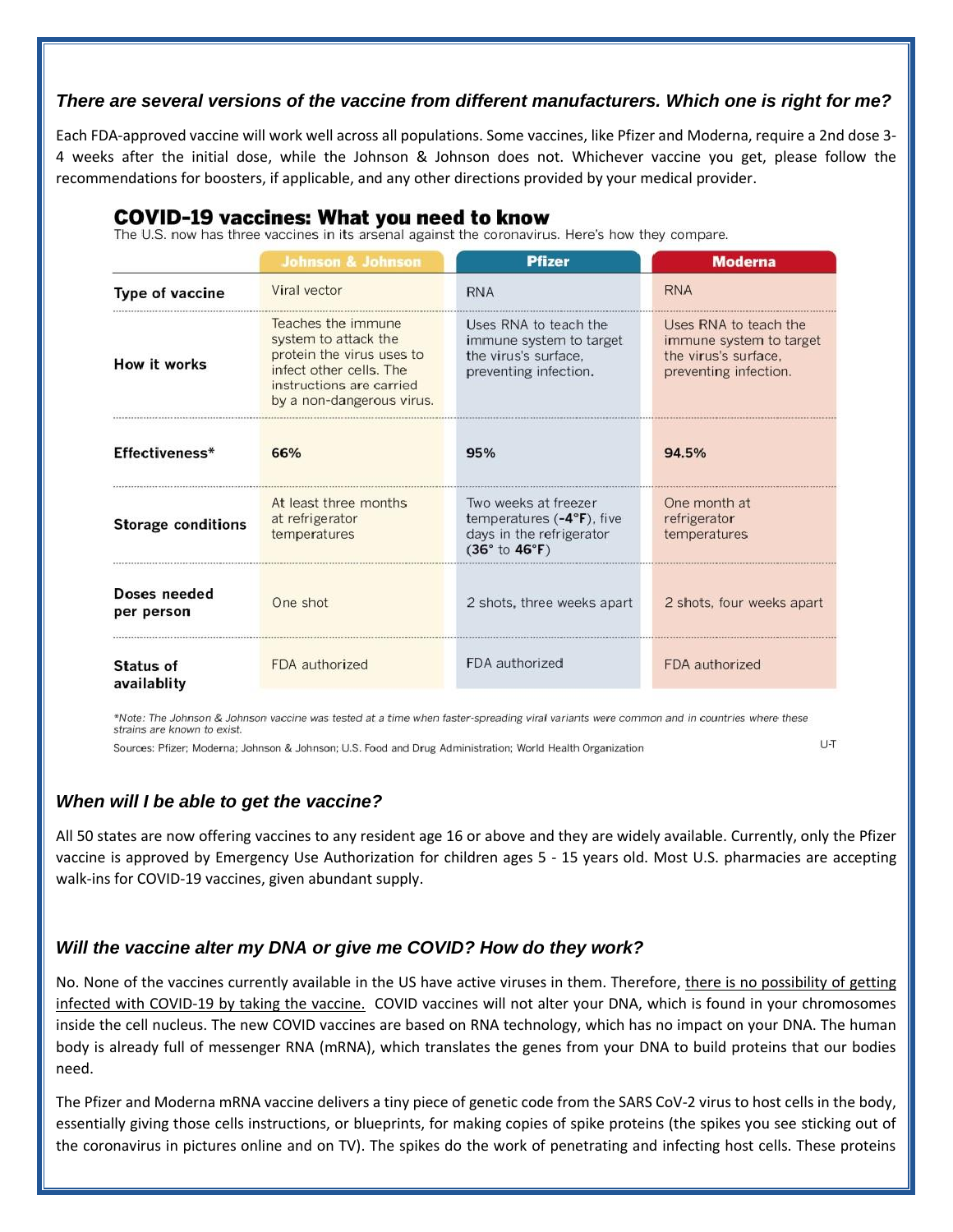### *There are several versions of the vaccine from different manufacturers. Which one is right for me?*

Each FDA-approved vaccine will work well across all populations. Some vaccines, like Pfizer and Moderna, require a 2nd dose 3-4 weeks after the initial dose, while the Johnson & Johnson does not. Whichever vaccine you get, please follow the recommendations for boosters, if applicable, and any other directions provided by your medical provider.

**COVID-19 vaccines: What you need to know**

The U.S. now has three vaccines in its arsenal against the coronavirus. Here's how they compare.

| | Johnson & Johnson | Pfizer | Moderna |
|---|---|---|---|
| **Type of vaccine** | Viral vector | RNA | RNA |
| **How it works** | Teaches the immune system to attack the protein the virus uses to infect other cells. The instructions are carried by a non-dangerous virus. | Uses RNA to teach the immune system to target the virus's surface, preventing infection. | Uses RNA to teach the immune system to target the virus's surface, preventing infection. |
| **Effectiveness*** | **66%** | **95%** | **94.5%** |
| **Storage conditions** | At least three months at refrigerator temperatures | Two weeks at freezer temperatures (**-4°F**), five days in the refrigerator (**36°** to **46°F**) | One month at refrigerator temperatures |
| **Doses needed per person** | One shot | 2 shots, three weeks apart | 2 shots, four weeks apart |
| **Status of availablity** | FDA authorized | FDA authorized | FDA authorized |

*\*Note: The Johnson & Johnson vaccine was tested at a time when faster-spreading viral variants were common and in countries where these strains are known to exist.*

Sources: Pfizer; Moderna; Johnson & Johnson; U.S. Food and Drug Administration; World Health Organization

U-T

### *When will I be able to get the vaccine?*

All 50 states are now offering vaccines to any resident age 16 or above and they are widely available. Currently, only the Pfizer vaccine is approved by Emergency Use Authorization for children ages 5 - 15 years old. Most U.S. pharmacies are accepting walk-ins for COVID-19 vaccines, given abundant supply.

### *Will the vaccine alter my DNA or give me COVID? How do they work?*

No. None of the vaccines currently available in the US have active viruses in them. Therefore, there is no possibility of getting infected with COVID-19 by taking the vaccine. COVID vaccines will not alter your DNA, which is found in your chromosomes inside the cell nucleus. The new COVID vaccines are based on RNA technology, which has no impact on your DNA. The human body is already full of messenger RNA (mRNA), which translates the genes from your DNA to build proteins that our bodies need.

The Pfizer and Moderna mRNA vaccine delivers a tiny piece of genetic code from the SARS CoV-2 virus to host cells in the body, essentially giving those cells instructions, or blueprints, for making copies of spike proteins (the spikes you see sticking out of the coronavirus in pictures online and on TV). The spikes do the work of penetrating and infecting host cells. These proteins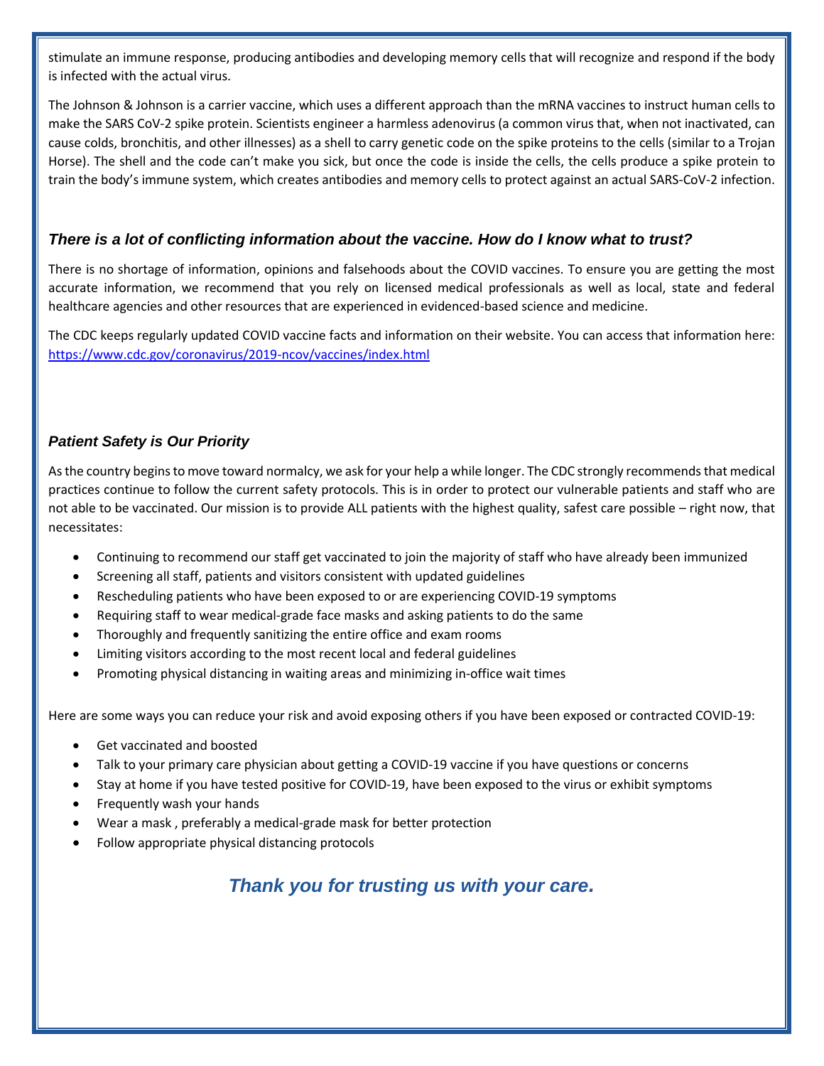stimulate an immune response, producing antibodies and developing memory cells that will recognize and respond if the body is infected with the actual virus.

The Johnson & Johnson is a carrier vaccine, which uses a different approach than the mRNA vaccines to instruct human cells to make the SARS CoV-2 spike protein. Scientists engineer a harmless adenovirus (a common virus that, when not inactivated, can cause colds, bronchitis, and other illnesses) as a shell to carry genetic code on the spike proteins to the cells (similar to a Trojan Horse). The shell and the code can't make you sick, but once the code is inside the cells, the cells produce a spike protein to train the body's immune system, which creates antibodies and memory cells to protect against an actual SARS-CoV-2 infection.

### *There is a lot of conflicting information about the vaccine. How do I know what to trust?*

There is no shortage of information, opinions and falsehoods about the COVID vaccines. To ensure you are getting the most accurate information, we recommend that you rely on licensed medical professionals as well as local, state and federal healthcare agencies and other resources that are experienced in evidenced-based science and medicine.

The CDC keeps regularly updated COVID vaccine facts and information on their website. You can access that information here: https://www.cdc.gov/coronavirus/2019-ncov/vaccines/index.html

### *Patient Safety is Our Priority*

As the country begins to move toward normalcy, we ask for your help a while longer. The CDC strongly recommends that medical practices continue to follow the current safety protocols. This is in order to protect our vulnerable patients and staff who are not able to be vaccinated. Our mission is to provide ALL patients with the highest quality, safest care possible – right now, that necessitates:

- Continuing to recommend our staff get vaccinated to join the majority of staff who have already been immunized
- Screening all staff, patients and visitors consistent with updated guidelines
- Rescheduling patients who have been exposed to or are experiencing COVID-19 symptoms
- Requiring staff to wear medical-grade face masks and asking patients to do the same
- Thoroughly and frequently sanitizing the entire office and exam rooms
- Limiting visitors according to the most recent local and federal guidelines
- Promoting physical distancing in waiting areas and minimizing in-office wait times

Here are some ways you can reduce your risk and avoid exposing others if you have been exposed or contracted COVID-19:

- Get vaccinated and boosted
- Talk to your primary care physician about getting a COVID-19 vaccine if you have questions or concerns
- Stay at home if you have tested positive for COVID-19, have been exposed to the virus or exhibit symptoms
- Frequently wash your hands
- Wear a mask , preferably a medical-grade mask for better protection
- Follow appropriate physical distancing protocols

## *Thank you for trusting us with your care.*